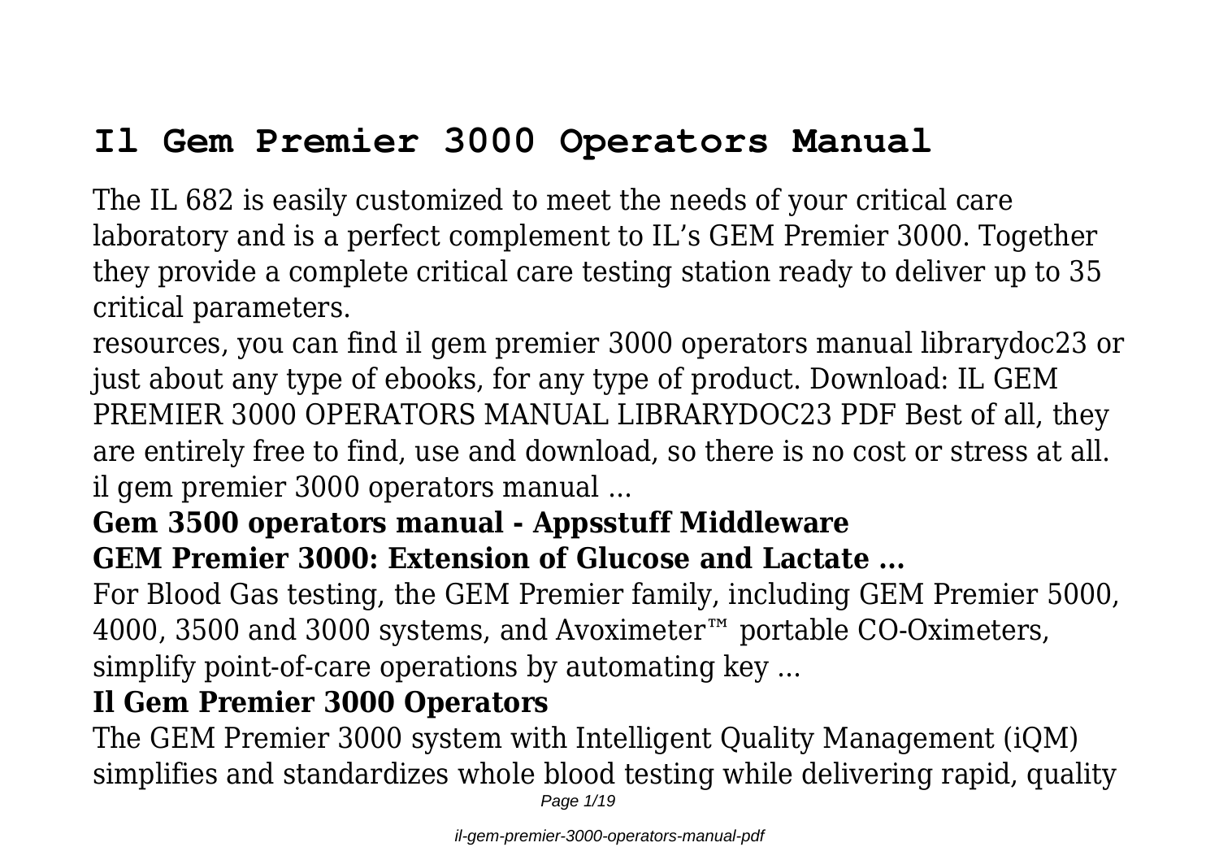# Il Gem Premier 3000 Operators Manual

The IL 682 is easily customized to meet the needs of your critical care laboratory and is a perfect complement to IL's GEM Premier 3000. Together they provide a complete critical care testing station ready to deliver up to 35 critical parameters.

resources, you can find il gem premier 3000 operators manual librarydoc23 or just about any type of ebooks, for any type of product. Download: IL GEM PREMIER 3000 OPERATORS MANUAL LIBRARYDOC23 PDF Best of all, they are entirely free to find, use and download, so there is no cost or stress at all. il gem premier 3000 operators manual ...

## Gem 3500 operators manual - Appsstuff Middleware

## GEM Premier 3000: Extension of Glucose and Lactate ...

For Blood Gas testing, the GEM Premier family, including GEM Premier 5000, 4000, 3500 and 3000 systems, and Avoximeter™ portable CO-Oximeters, simplify point-of-care operations by automating key ...

## Il Gem Premier 3000 Operators

The GEM Premier 3000 system with Intelligent Quality Management (iQM) simplifies and standardizes whole blood testing while delivering rapid, quality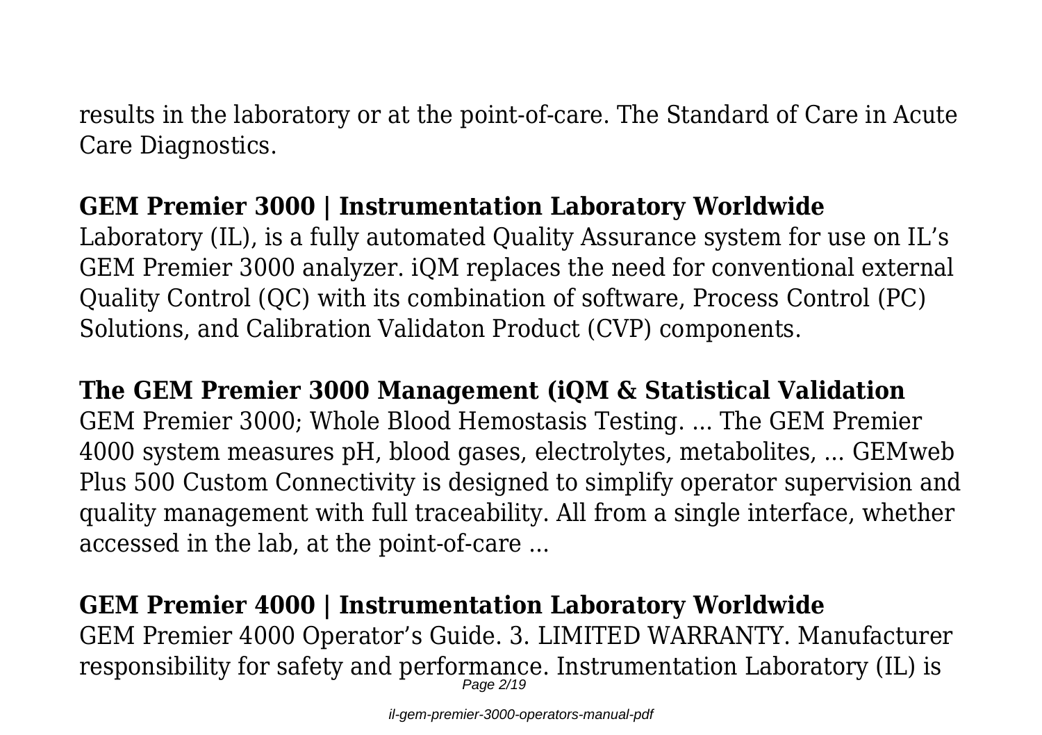results in the laboratory or at the point-of-care. The Standard of Care in Acute Care Diagnostics.

## GEM Premier 3000 | Instrumentation Laboratory Worldwide

Laboratory (IL), is a fully automated Quality Assurance system for use on IL's GEM Premier 3000 analyzer. iQM replaces the need for conventional external Quality Control (QC) with its combination of software, Process Control (PC) Solutions, and Calibration Validaton Product (CVP) components.

## The GEM Premier 3000 Management (iQM & Statistical Validation

GEM Premier 3000; Whole Blood Hemostasis Testing. ... The GEM Premier 4000 system measures pH, blood gases, electrolytes, metabolites, ... GEMweb Plus 500 Custom Connectivity is designed to simplify operator supervision and quality management with full traceability. All from a single interface, whether accessed in the lab, at the point-of-care ...

## GEM Premier 4000 | Instrumentation Laboratory Worldwide

GEM Premier 4000 Operator's Guide. 3. LIMITED WARRANTY. Manufacturer responsibility for safety and performance. Instrumentation Laboratory (IL) is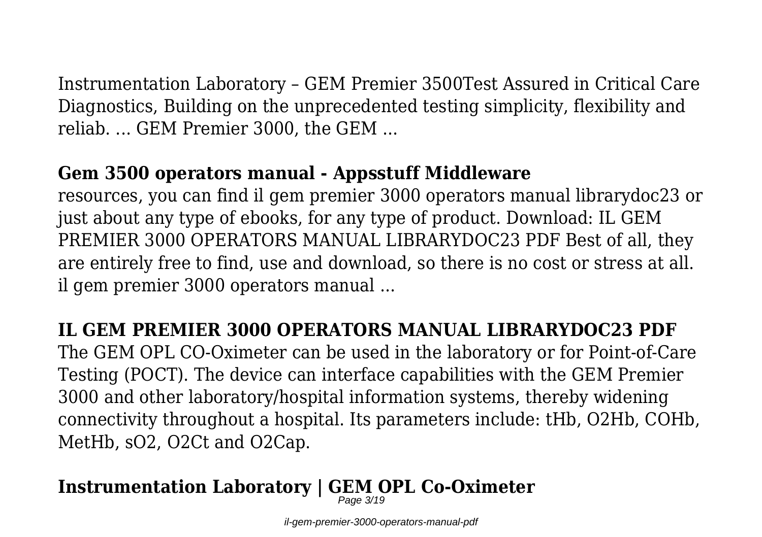Instrumentation Laboratory – GEM Premier 3500Test Assured in Critical Care Diagnostics, Building on the unprecedented testing simplicity, flexibility and reliab. ... GEM Premier 3000, the GEM ...

## Gem 3500 operators manual - Appsstuff Middleware

resources, you can find il gem premier 3000 operators manual librarydoc23 or just about any type of ebooks, for any type of product. Download: IL GEM PREMIER 3000 OPERATORS MANUAL LIBRARYDOC23 PDF Best of all, they are entirely free to find, use and download, so there is no cost or stress at all. il gem premier 3000 operators manual ...

## IL GEM PREMIER 3000 OPERATORS MANUAL LIBRARYDOC23 PDF

The GEM OPL CO-Oximeter can be used in the laboratory or for Point-of-Care Testing (POCT). The device can interface capabilities with the GEM Premier 3000 and other laboratory/hospital information systems, thereby widening connectivity throughout a hospital. Its parameters include: tHb, $O_2Hb$, COHb, MetHb, $sO_2$, $O_2Ct$ and $O_2Cap$.

## Instrumentation Laboratory | GEM OPL Co-Oximeter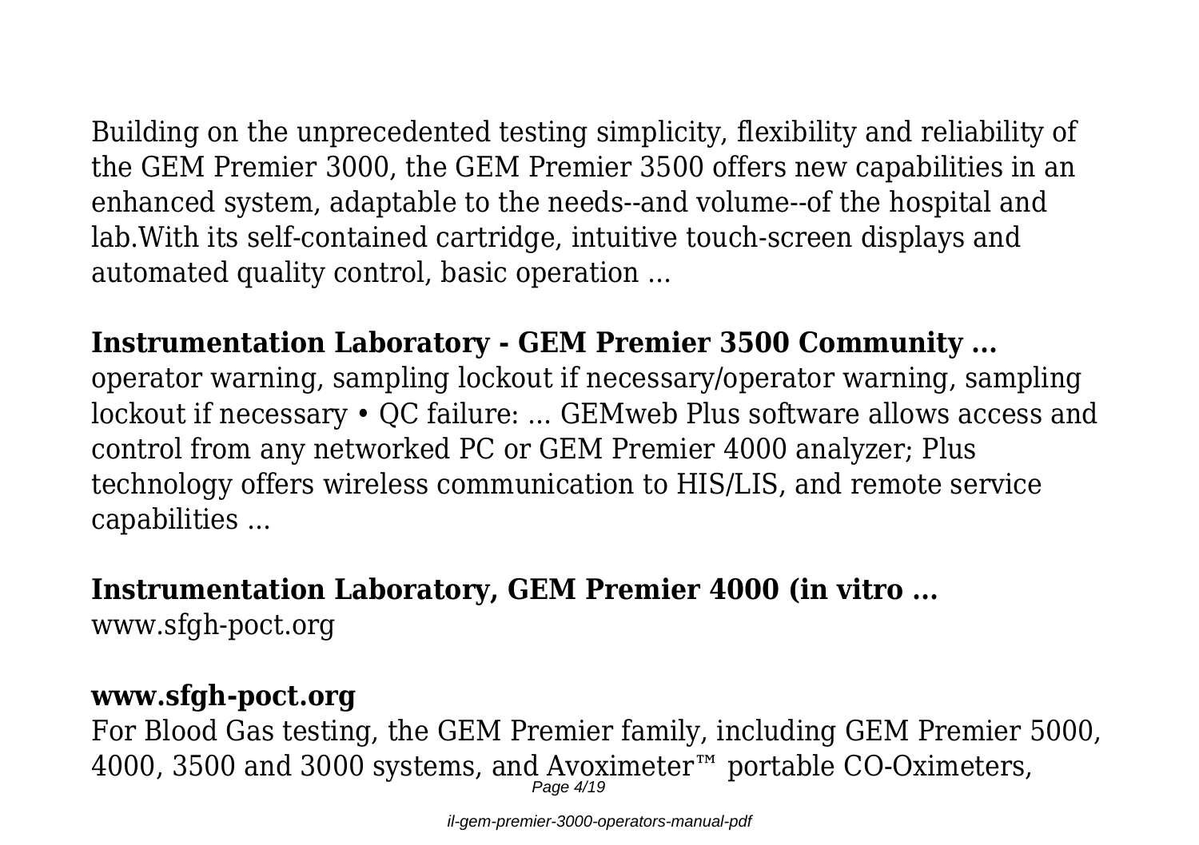Building on the unprecedented testing simplicity, flexibility and reliability of the GEM Premier 3000, the GEM Premier 3500 offers new capabilities in an enhanced system, adaptable to the needs--and volume--of the hospital and lab.With its self-contained cartridge, intuitive touch-screen displays and automated quality control, basic operation ...

## Instrumentation Laboratory - GEM Premier 3500 Community ...

operator warning, sampling lockout if necessary/operator warning, sampling lockout if necessary • QC failure: ... GEMweb Plus software allows access and control from any networked PC or GEM Premier 4000 analyzer; Plus technology offers wireless communication to HIS/LIS, and remote service capabilities ...

## Instrumentation Laboratory, GEM Premier 4000 (in vitro ...

www.sfgh-poct.org

## www.sfgh-poct.org

For Blood Gas testing, the GEM Premier family, including GEM Premier 5000, 4000, 3500 and 3000 systems, and Avoximeter™ portable CO-Oximeters,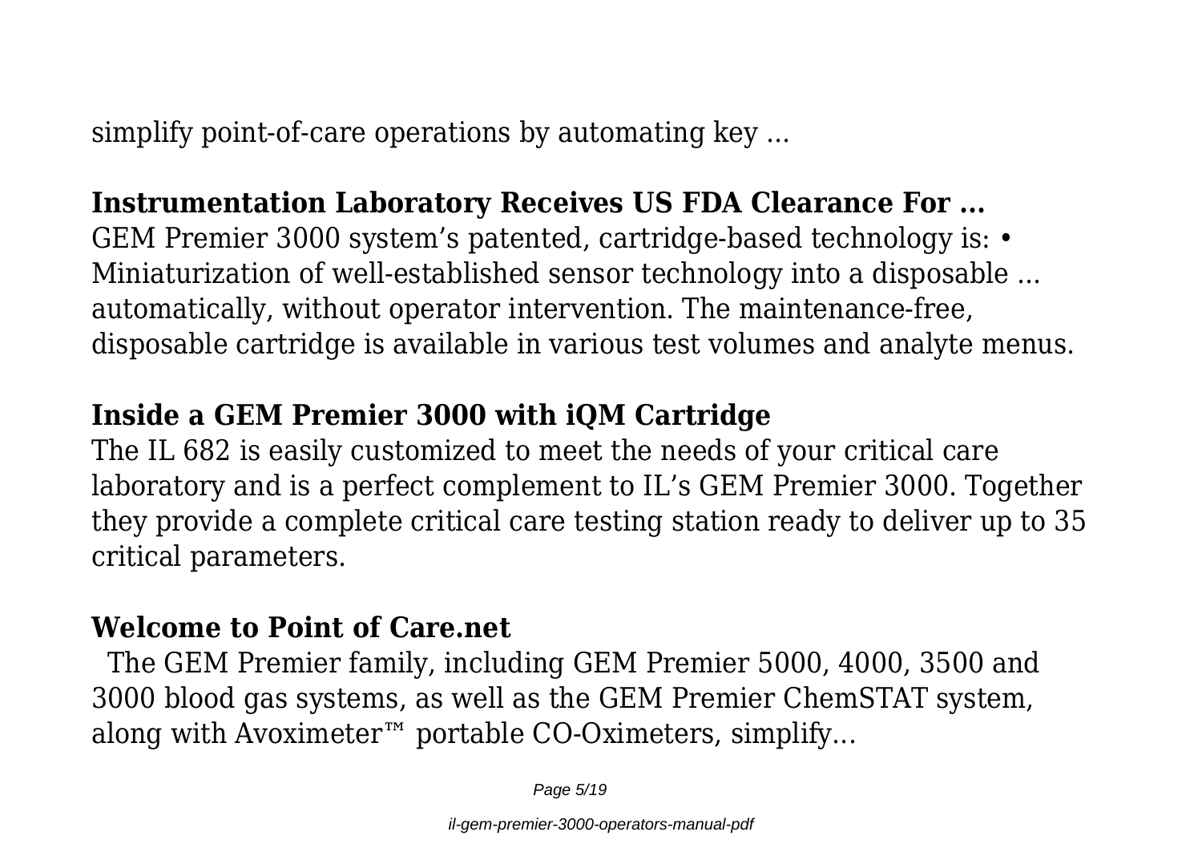simplify point-of-care operations by automating key ...

## Instrumentation Laboratory Receives US FDA Clearance For ...

GEM Premier 3000 system's patented, cartridge-based technology is: • Miniaturization of well-established sensor technology into a disposable ... automatically, without operator intervention. The maintenance-free, disposable cartridge is available in various test volumes and analyte menus.

## Inside a GEM Premier 3000 with iQM Cartridge

The IL 682 is easily customized to meet the needs of your critical care laboratory and is a perfect complement to IL's GEM Premier 3000. Together they provide a complete critical care testing station ready to deliver up to 35 critical parameters.

## Welcome to Point of Care.net

The GEM Premier family, including GEM Premier 5000, 4000, 3500 and 3000 blood gas systems, as well as the GEM Premier ChemSTAT system, along with Avoximeter™ portable CO-Oximeters, simplify...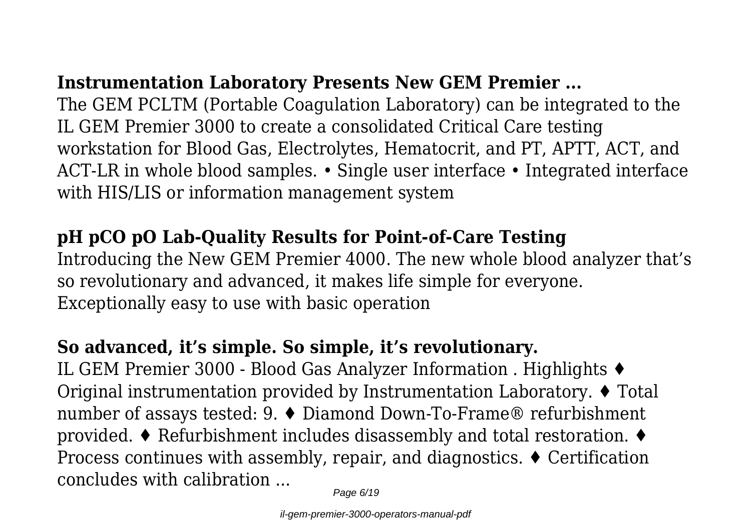## Instrumentation Laboratory Presents New GEM Premier ...

The GEM PCLTM (Portable Coagulation Laboratory) can be integrated to the IL GEM Premier 3000 to create a consolidated Critical Care testing workstation for Blood Gas, Electrolytes, Hematocrit, and PT, APTT, ACT, and ACT-LR in whole blood samples. • Single user interface • Integrated interface with HIS/LIS or information management system

## pH pCO pO Lab-Quality Results for Point-of-Care Testing

Introducing the New GEM Premier 4000. The new whole blood analyzer that's so revolutionary and advanced, it makes life simple for everyone. Exceptionally easy to use with basic operation

## So advanced, it's simple. So simple, it's revolutionary.

IL GEM Premier 3000 - Blood Gas Analyzer Information . Highlights ♦ Original instrumentation provided by Instrumentation Laboratory. ♦ Total number of assays tested: 9. ♦ Diamond Down-To-Frame® refurbishment provided. ♦ Refurbishment includes disassembly and total restoration. ♦ Process continues with assembly, repair, and diagnostics. ♦ Certification concludes with calibration ...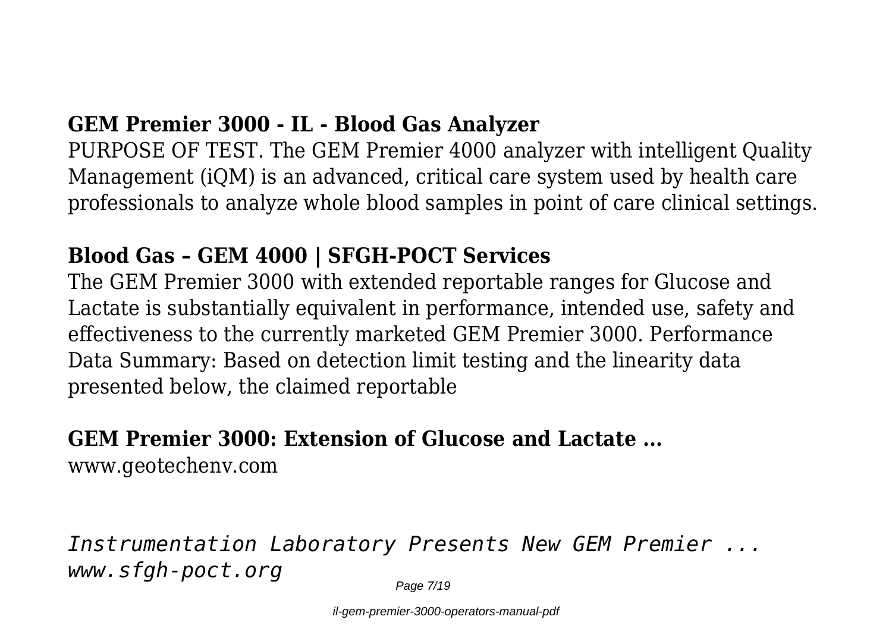## GEM Premier 3000 - IL - Blood Gas Analyzer

PURPOSE OF TEST. The GEM Premier 4000 analyzer with intelligent Quality Management (iQM) is an advanced, critical care system used by health care professionals to analyze whole blood samples in point of care clinical settings.

## Blood Gas – GEM 4000 | SFGH-POCT Services

The GEM Premier 3000 with extended reportable ranges for Glucose and Lactate is substantially equivalent in performance, intended use, safety and effectiveness to the currently marketed GEM Premier 3000. Performance Data Summary: Based on detection limit testing and the linearity data presented below, the claimed reportable

## GEM Premier 3000: Extension of Glucose and Lactate ...

www.geotechenv.com

*Instrumentation Laboratory Presents New GEM Premier ...*
*www.sfgh-poct.org*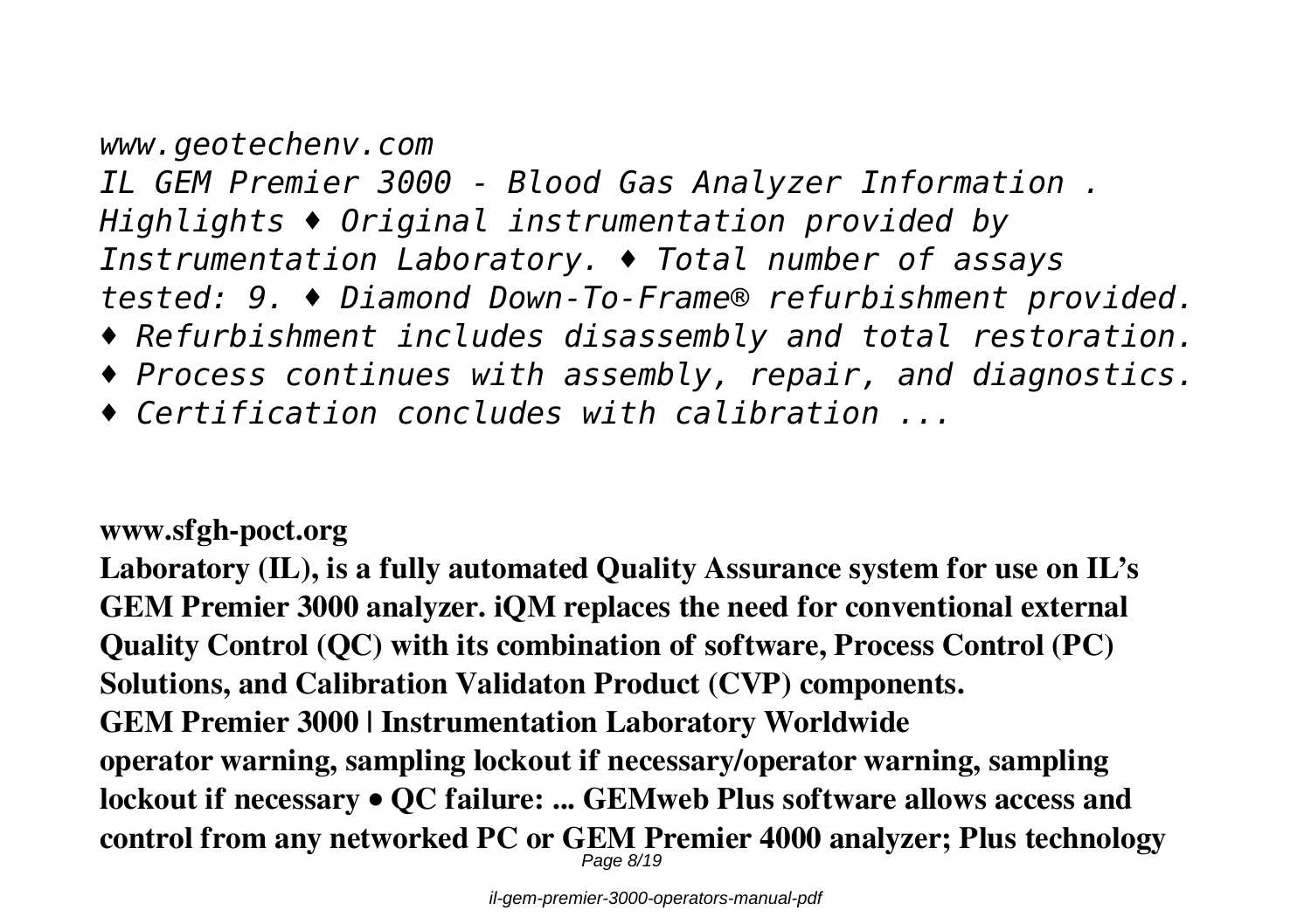*www.geotechenv.com*
*IL GEM Premier 3000 - Blood Gas Analyzer Information . Highlights ♦ Original instrumentation provided by Instrumentation Laboratory. ♦ Total number of assays tested: 9. ♦ Diamond Down-To-Frame® refurbishment provided. ♦ Refurbishment includes disassembly and total restoration. ♦ Process continues with assembly, repair, and diagnostics. ♦ Certification concludes with calibration ...*

**www.sfgh-poct.org**

**Laboratory (IL), is a fully automated Quality Assurance system for use on IL's GEM Premier 3000 analyzer. iQM replaces the need for conventional external Quality Control (QC) with its combination of software, Process Control (PC) Solutions, and Calibration Validaton Product (CVP) components.**

**GEM Premier 3000 | Instrumentation Laboratory Worldwide**

**operator warning, sampling lockout if necessary/operator warning, sampling lockout if necessary • QC failure: ... GEMweb Plus software allows access and control from any networked PC or GEM Premier 4000 analyzer; Plus technology**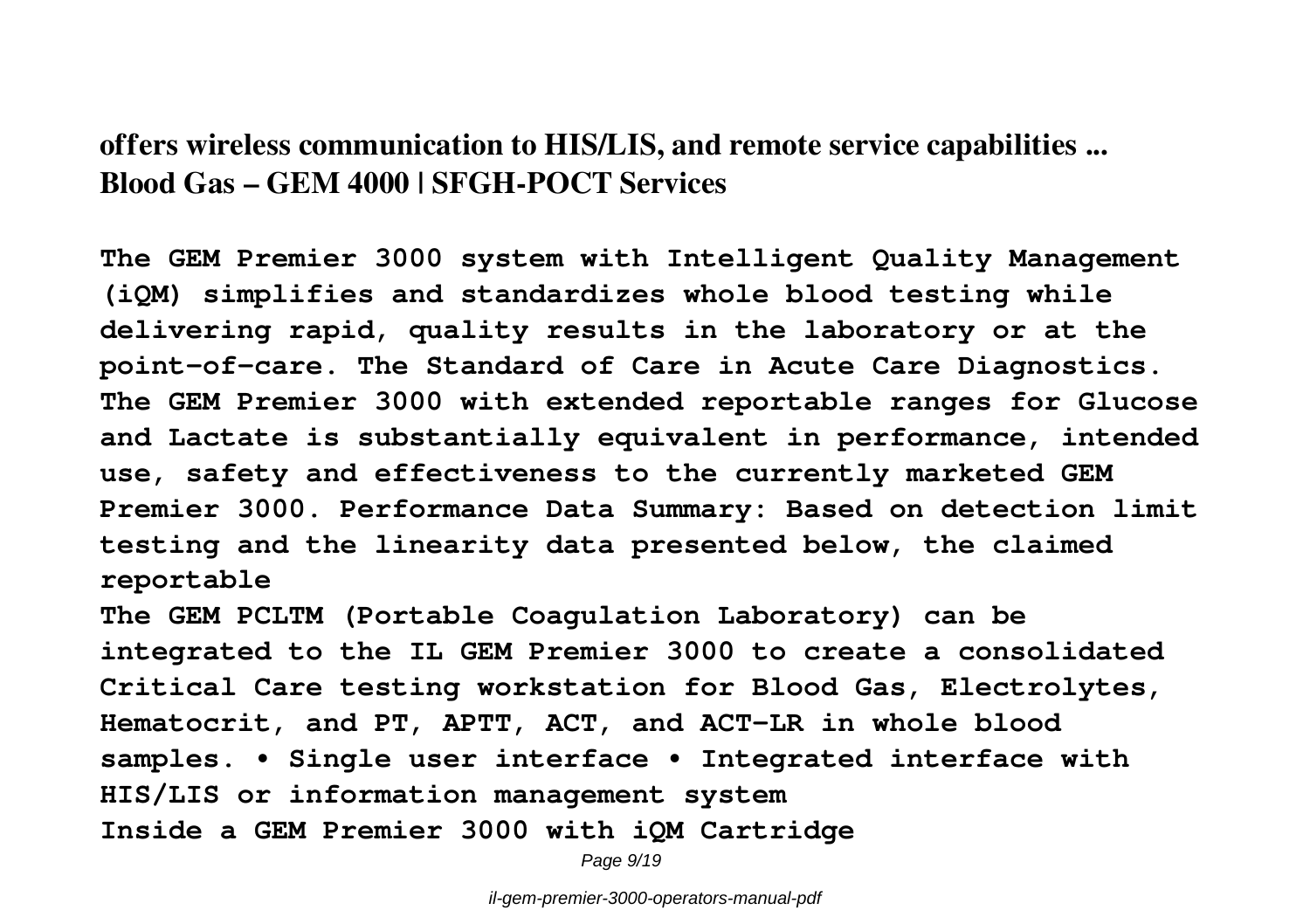**offers wireless communication to HIS/LIS, and remote service capabilities ...**
**Blood Gas – GEM 4000 | SFGH-POCT Services**

**The GEM Premier 3000 system with Intelligent Quality Management (iQM) simplifies and standardizes whole blood testing while delivering rapid, quality results in the laboratory or at the point-of-care. The Standard of Care in Acute Care Diagnostics. The GEM Premier 3000 with extended reportable ranges for Glucose and Lactate is substantially equivalent in performance, intended use, safety and effectiveness to the currently marketed GEM Premier 3000. Performance Data Summary: Based on detection limit testing and the linearity data presented below, the claimed reportable**

**The GEM PCLTM (Portable Coagulation Laboratory) can be integrated to the IL GEM Premier 3000 to create a consolidated Critical Care testing workstation for Blood Gas, Electrolytes, Hematocrit, and PT, APTT, ACT, and ACT-LR in whole blood samples. • Single user interface • Integrated interface with HIS/LIS or information management system**

**Inside a GEM Premier 3000 with iQM Cartridge**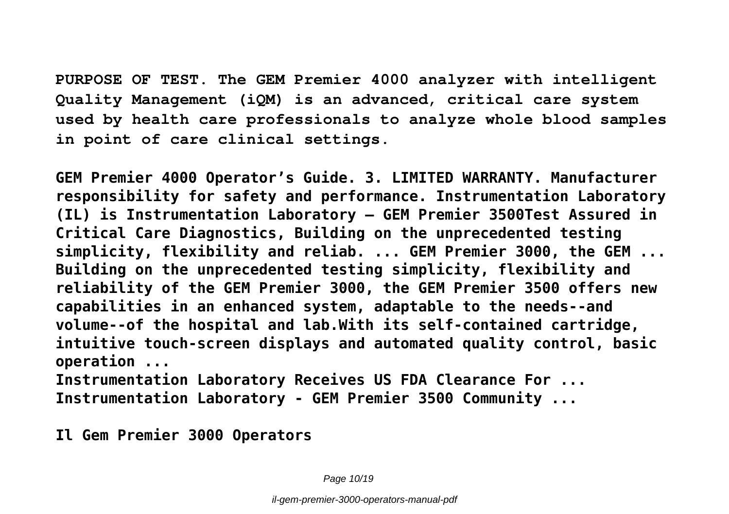**PURPOSE OF TEST. The GEM Premier 4000 analyzer with intelligent Quality Management (iQM) is an advanced, critical care system used by health care professionals to analyze whole blood samples in point of care clinical settings.**

**GEM Premier 4000 Operator's Guide. 3. LIMITED WARRANTY. Manufacturer responsibility for safety and performance. Instrumentation Laboratory (IL) is Instrumentation Laboratory – GEM Premier 3500Test Assured in Critical Care Diagnostics, Building on the unprecedented testing simplicity, flexibility and reliab. ... GEM Premier 3000, the GEM ... Building on the unprecedented testing simplicity, flexibility and reliability of the GEM Premier 3000, the GEM Premier 3500 offers new capabilities in an enhanced system, adaptable to the needs--and volume--of the hospital and lab.With its self-contained cartridge, intuitive touch-screen displays and automated quality control, basic operation ...**
**Instrumentation Laboratory Receives US FDA Clearance For ...**
**Instrumentation Laboratory - GEM Premier 3500 Community ...**

**Il Gem Premier 3000 Operators**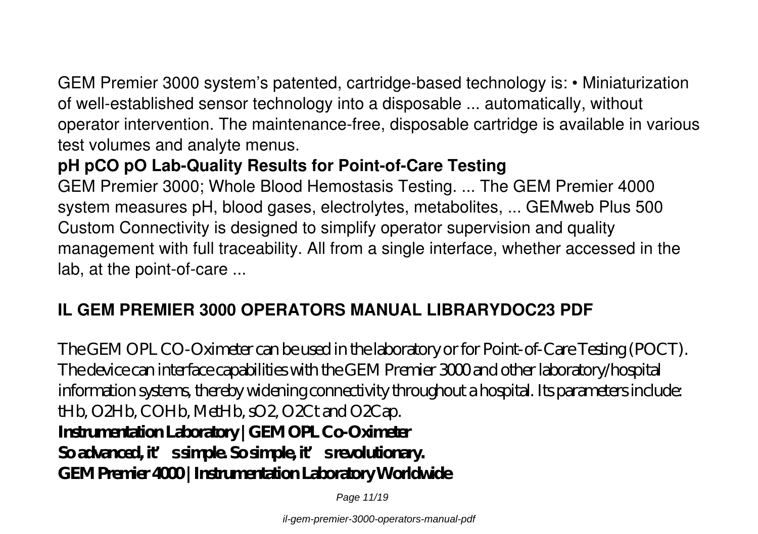GEM Premier 3000 system's patented, cartridge-based technology is: • Miniaturization of well-established sensor technology into a disposable ... automatically, without operator intervention. The maintenance-free, disposable cartridge is available in various test volumes and analyte menus.

**pH pCO pO Lab-Quality Results for Point-of-Care Testing**

GEM Premier 3000; Whole Blood Hemostasis Testing. ... The GEM Premier 4000 system measures pH, blood gases, electrolytes, metabolites, ... GEMweb Plus 500 Custom Connectivity is designed to simplify operator supervision and quality management with full traceability. All from a single interface, whether accessed in the lab, at the point-of-care ...

## IL GEM PREMIER 3000 OPERATORS MANUAL LIBRARYDOC23 PDF

The GEM OPL CO-Oximeter can be used in the laboratory or for Point-of-Care Testing (POCT). The device can interface capabilities with the GEM Premier 3000 and other laboratory/hospital information systems, thereby widening connectivity throughout a hospital. Its parameters include: tHb, O2Hb, COHb, MetHb, sO2, O2Ct and O2Cap.

**Instrumentation Laboratory | GEM OPL Co-Oximeter**

**So advanced, it's simple. So simple, it's revolutionary.**

**GEM Premier 4000 | Instrumentation Laboratory Worldwide**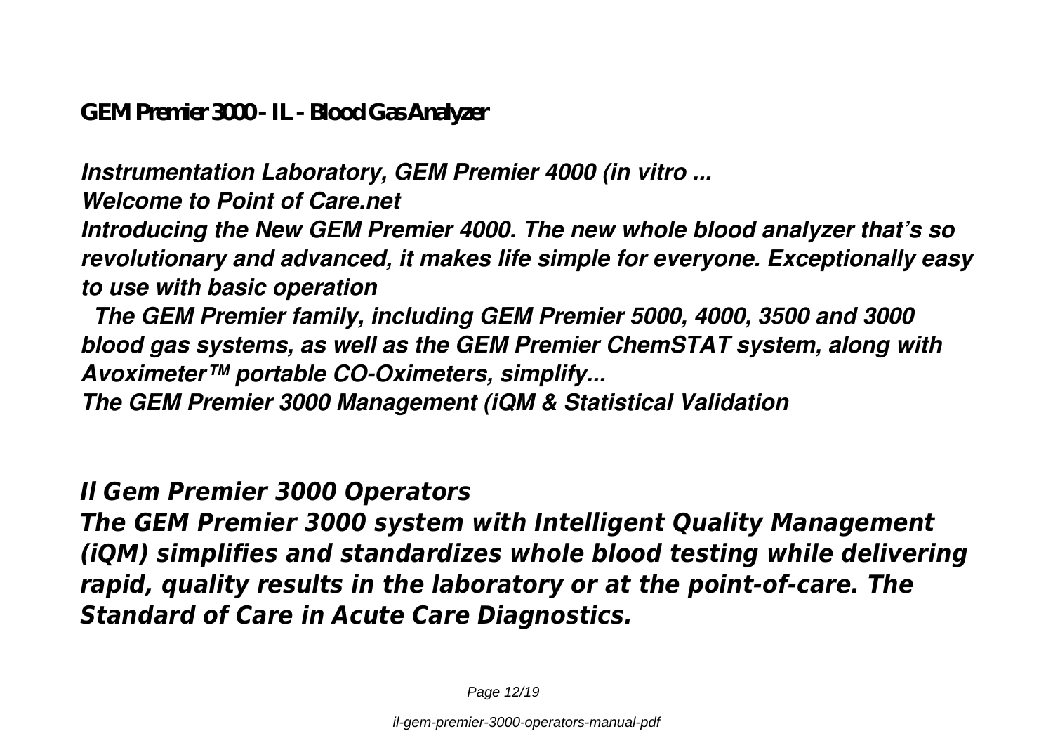**GEM Premier 3000 - IL - Blood Gas Analyzer**

***Instrumentation Laboratory, GEM Premier 4000 (in vitro ...***

***Welcome to Point of Care.net***

***Introducing the New GEM Premier 4000. The new whole blood analyzer that's so revolutionary and advanced, it makes life simple for everyone. Exceptionally easy to use with basic operation***

***The GEM Premier family, including GEM Premier 5000, 4000, 3500 and 3000 blood gas systems, as well as the GEM Premier ChemSTAT system, along with Avoximeter™ portable CO-Oximeters, simplify...***

***The GEM Premier 3000 Management (iQM & Statistical Validation***

## *Il Gem Premier 3000 Operators*

***The GEM Premier 3000 system with Intelligent Quality Management (iQM) simplifies and standardizes whole blood testing while delivering rapid, quality results in the laboratory or at the point-of-care. The Standard of Care in Acute Care Diagnostics.***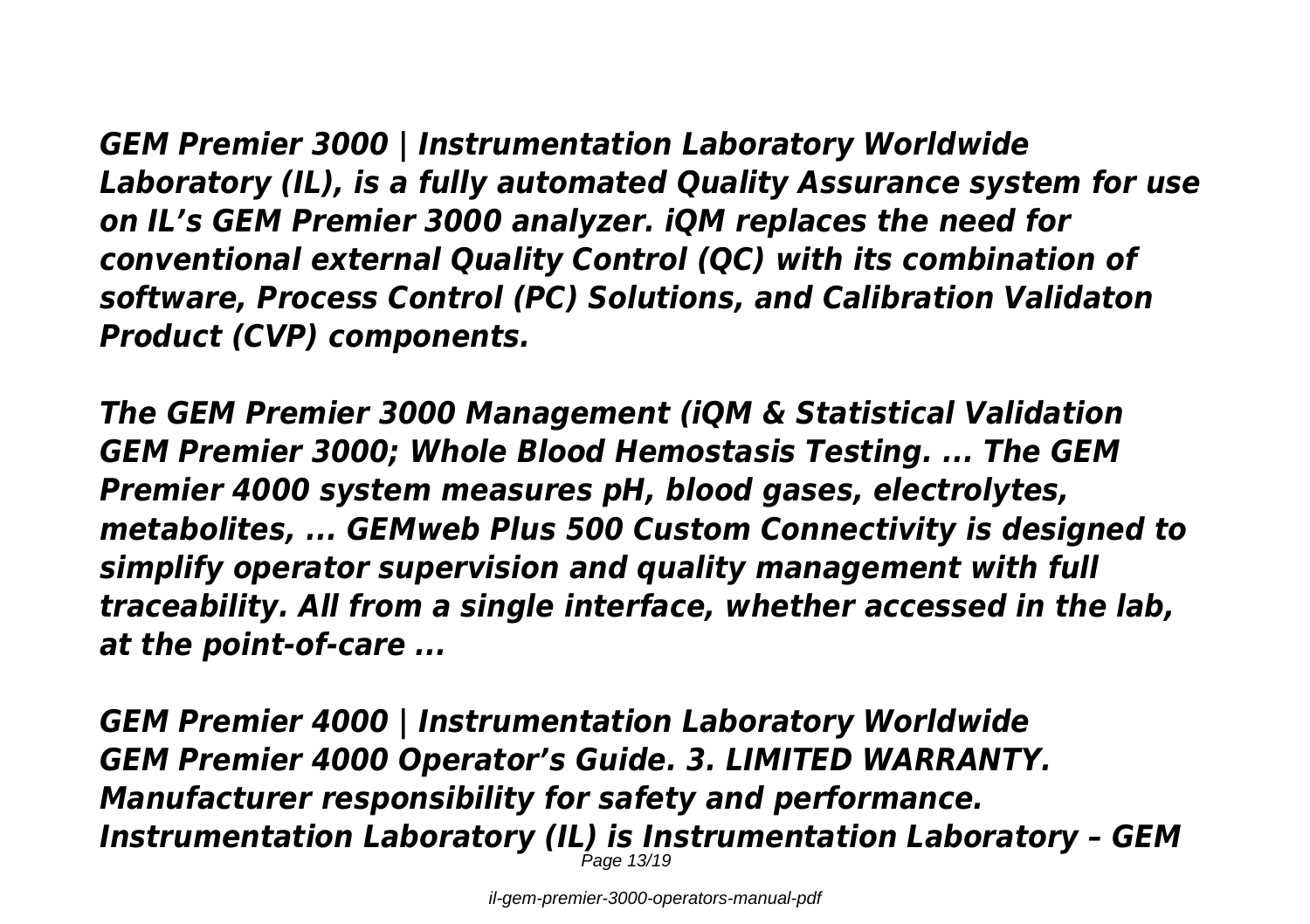***GEM Premier 3000 | Instrumentation Laboratory Worldwide Laboratory (IL), is a fully automated Quality Assurance system for use on IL's GEM Premier 3000 analyzer. iQM replaces the need for conventional external Quality Control (QC) with its combination of software, Process Control (PC) Solutions, and Calibration Validaton Product (CVP) components.***

***The GEM Premier 3000 Management (iQM & Statistical Validation GEM Premier 3000; Whole Blood Hemostasis Testing. ... The GEM Premier 4000 system measures pH, blood gases, electrolytes, metabolites, ... GEMweb Plus 500 Custom Connectivity is designed to simplify operator supervision and quality management with full traceability. All from a single interface, whether accessed in the lab, at the point-of-care ...***

***GEM Premier 4000 | Instrumentation Laboratory Worldwide GEM Premier 4000 Operator's Guide. 3. LIMITED WARRANTY. Manufacturer responsibility for safety and performance. Instrumentation Laboratory (IL) is Instrumentation Laboratory – GEM***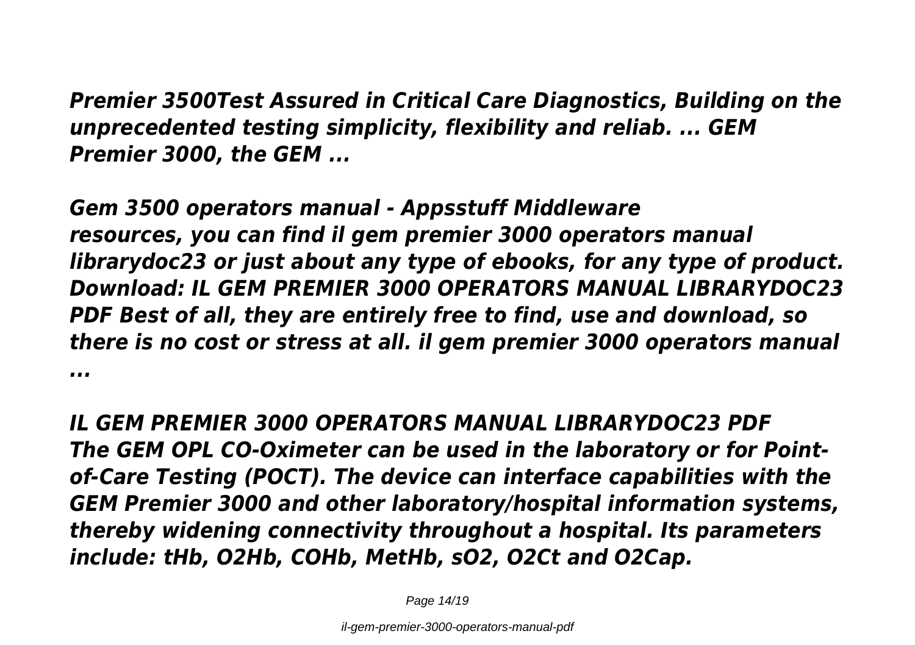*Premier 3500Test Assured in Critical Care Diagnostics, Building on the unprecedented testing simplicity, flexibility and reliab. ... GEM Premier 3000, the GEM ...*

***Gem 3500 operators manual - Appsstuff Middleware***

***resources, you can find il gem premier 3000 operators manual librarydoc23 or just about any type of ebooks, for any type of product. Download: IL GEM PREMIER 3000 OPERATORS MANUAL LIBRARYDOC23 PDF Best of all, they are entirely free to find, use and download, so there is no cost or stress at all. il gem premier 3000 operators manual ...***

***IL GEM PREMIER 3000 OPERATORS MANUAL LIBRARYDOC23 PDF***

***The GEM OPL CO-Oximeter can be used in the laboratory or for Point-of-Care Testing (POCT). The device can interface capabilities with the GEM Premier 3000 and other laboratory/hospital information systems, thereby widening connectivity throughout a hospital. Its parameters include: tHb, O2Hb, COHb, MetHb, sO2, O2Ct and O2Cap.***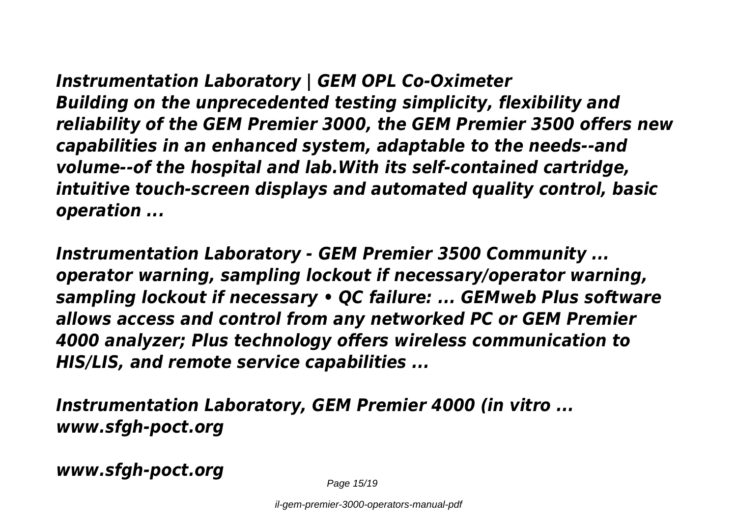***Instrumentation Laboratory | GEM OPL Co-Oximeter***
***Building on the unprecedented testing simplicity, flexibility and reliability of the GEM Premier 3000, the GEM Premier 3500 offers new capabilities in an enhanced system, adaptable to the needs--and volume--of the hospital and lab.With its self-contained cartridge, intuitive touch-screen displays and automated quality control, basic operation ...***

***Instrumentation Laboratory - GEM Premier 3500 Community ...***
***operator warning, sampling lockout if necessary/operator warning, sampling lockout if necessary • QC failure: ... GEMweb Plus software allows access and control from any networked PC or GEM Premier 4000 analyzer; Plus technology offers wireless communication to HIS/LIS, and remote service capabilities ...***

***Instrumentation Laboratory, GEM Premier 4000 (in vitro ...***
***www.sfgh-poct.org***

***www.sfgh-poct.org***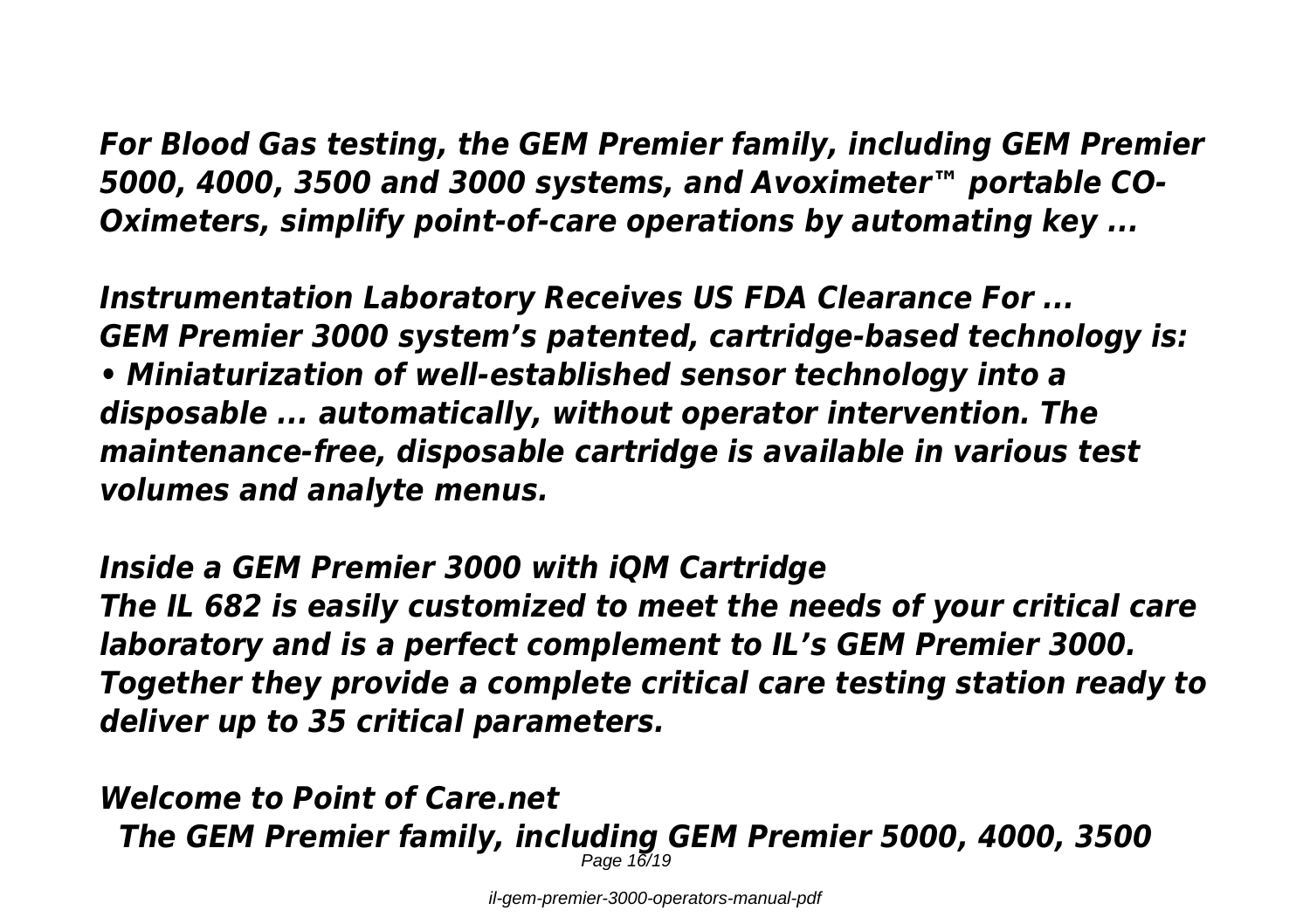*For Blood Gas testing, the GEM Premier family, including GEM Premier 5000, 4000, 3500 and 3000 systems, and Avoximeter™ portable CO-Oximeters, simplify point-of-care operations by automating key ...*

*Instrumentation Laboratory Receives US FDA Clearance For ...*
*GEM Premier 3000 system's patented, cartridge-based technology is:*
*• Miniaturization of well-established sensor technology into a disposable ... automatically, without operator intervention. The maintenance-free, disposable cartridge is available in various test volumes and analyte menus.*

*Inside a GEM Premier 3000 with iQM Cartridge*
*The IL 682 is easily customized to meet the needs of your critical care laboratory and is a perfect complement to IL's GEM Premier 3000. Together they provide a complete critical care testing station ready to deliver up to 35 critical parameters.*

*Welcome to Point of Care.net*
*The GEM Premier family, including GEM Premier 5000, 4000, 3500*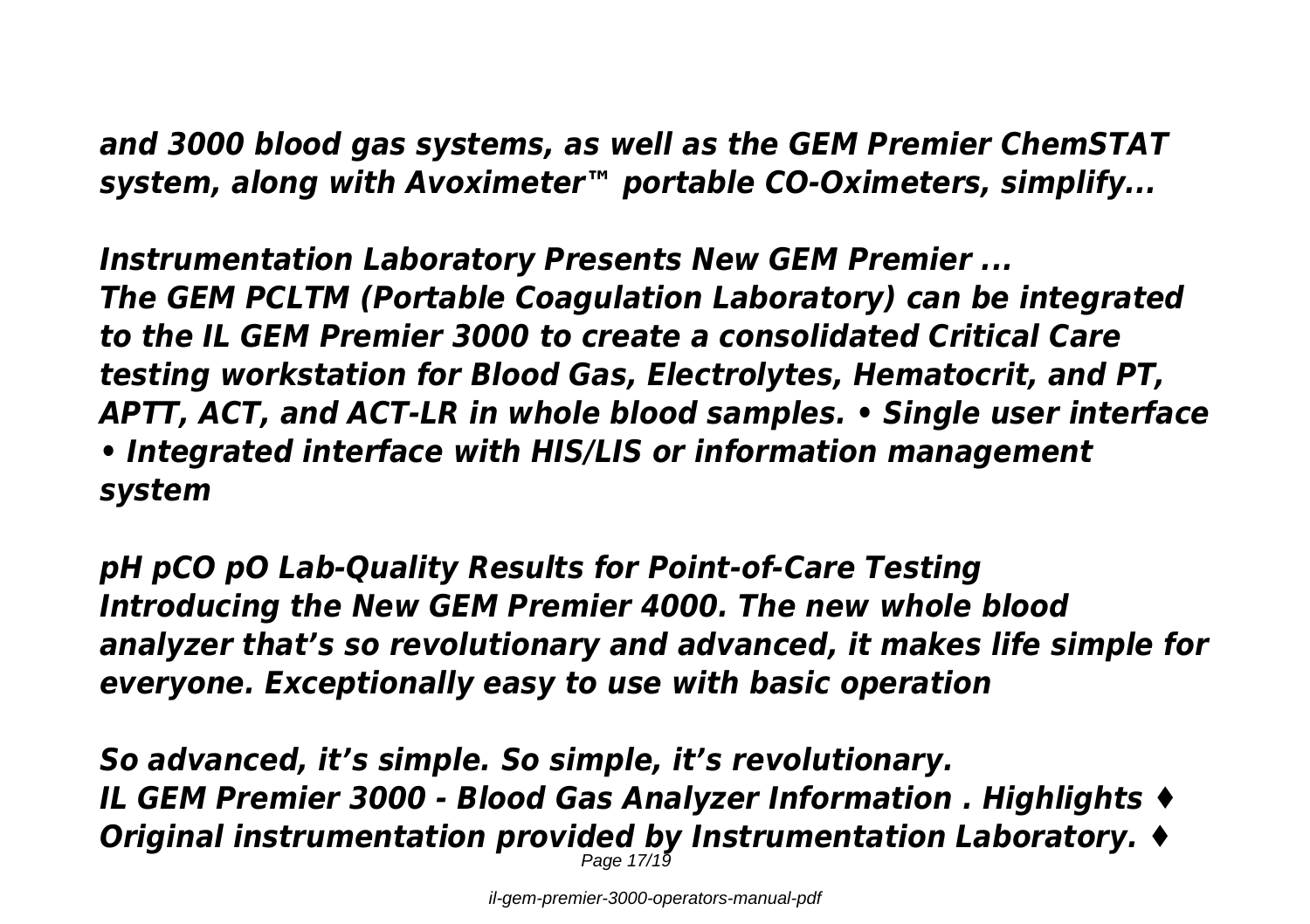*and 3000 blood gas systems, as well as the GEM Premier ChemSTAT system, along with Avoximeter™ portable CO-Oximeters, simplify...*

***Instrumentation Laboratory Presents New GEM Premier ...***

***The GEM PCLTM (Portable Coagulation Laboratory) can be integrated to the IL GEM Premier 3000 to create a consolidated Critical Care testing workstation for Blood Gas, Electrolytes, Hematocrit, and PT, APTT, ACT, and ACT-LR in whole blood samples. • Single user interface • Integrated interface with HIS/LIS or information management system***

***pH pCO pO Lab-Quality Results for Point-of-Care Testing***

***Introducing the New GEM Premier 4000. The new whole blood analyzer that's so revolutionary and advanced, it makes life simple for everyone. Exceptionally easy to use with basic operation***

***So advanced, it's simple. So simple, it's revolutionary.***

***IL GEM Premier 3000 - Blood Gas Analyzer Information . Highlights ♦ Original instrumentation provided by Instrumentation Laboratory. ♦***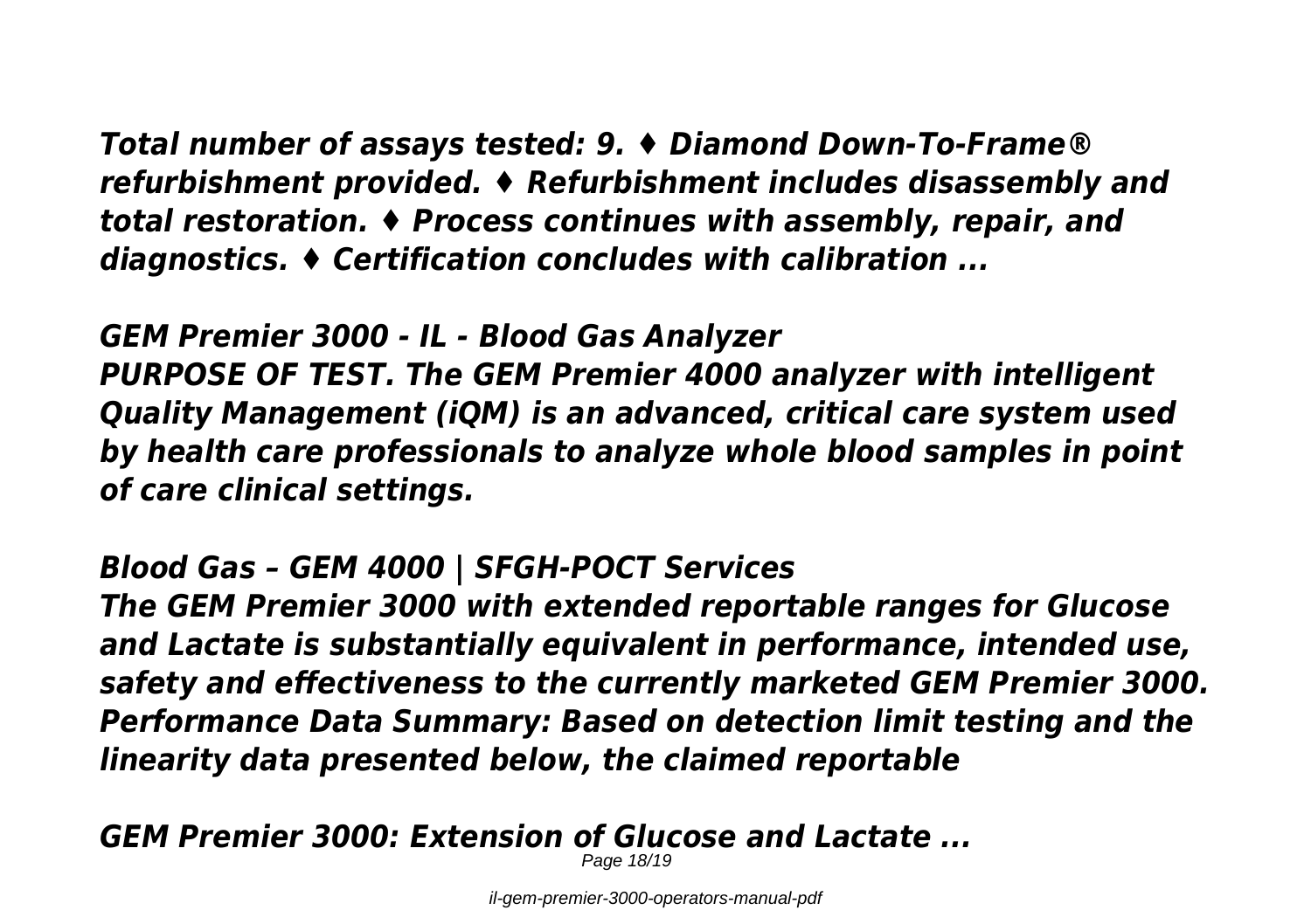*Total number of assays tested: 9. ♦ Diamond Down-To-Frame® refurbishment provided. ♦ Refurbishment includes disassembly and total restoration. ♦ Process continues with assembly, repair, and diagnostics. ♦ Certification concludes with calibration ...*

***GEM Premier 3000 - IL - Blood Gas Analyzer***

***PURPOSE OF TEST. The GEM Premier 4000 analyzer with intelligent Quality Management (iQM) is an advanced, critical care system used by health care professionals to analyze whole blood samples in point of care clinical settings.***

***Blood Gas – GEM 4000 | SFGH-POCT Services***

***The GEM Premier 3000 with extended reportable ranges for Glucose and Lactate is substantially equivalent in performance, intended use, safety and effectiveness to the currently marketed GEM Premier 3000. Performance Data Summary: Based on detection limit testing and the linearity data presented below, the claimed reportable***

***GEM Premier 3000: Extension of Glucose and Lactate ...***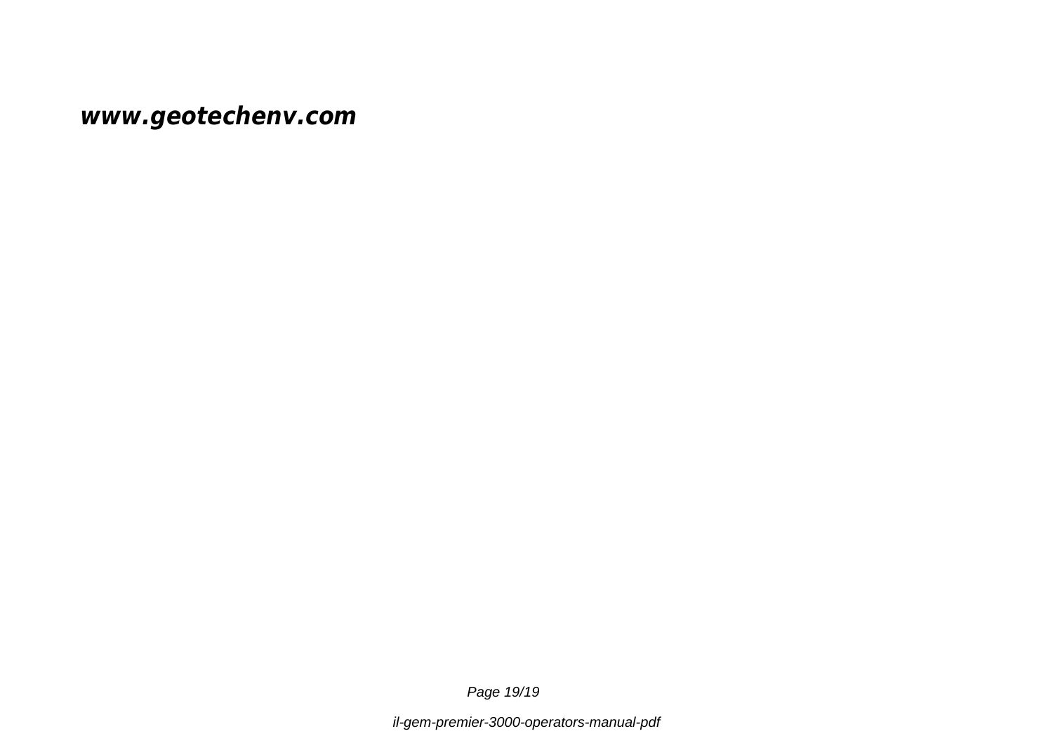**www.geotechenv.com**